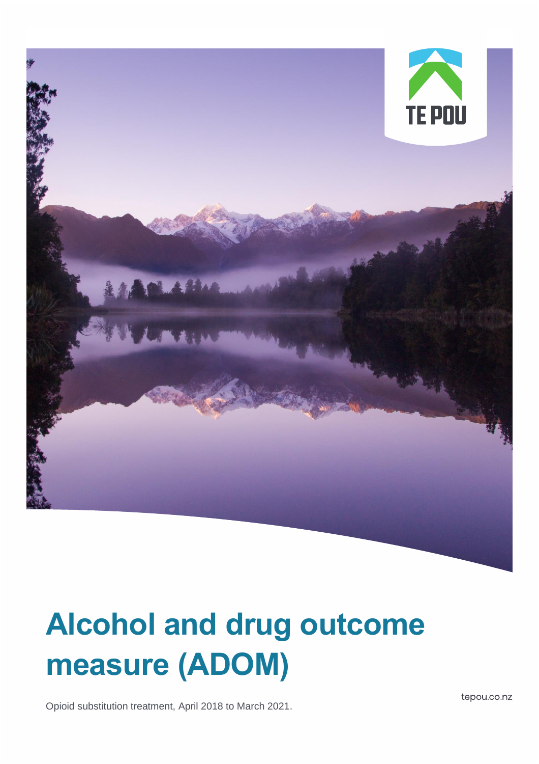# Alcohol and drug outcome measure (ADOM)

Opioid substitution treatment, April 2018 to March 2021.

tepou.co.nz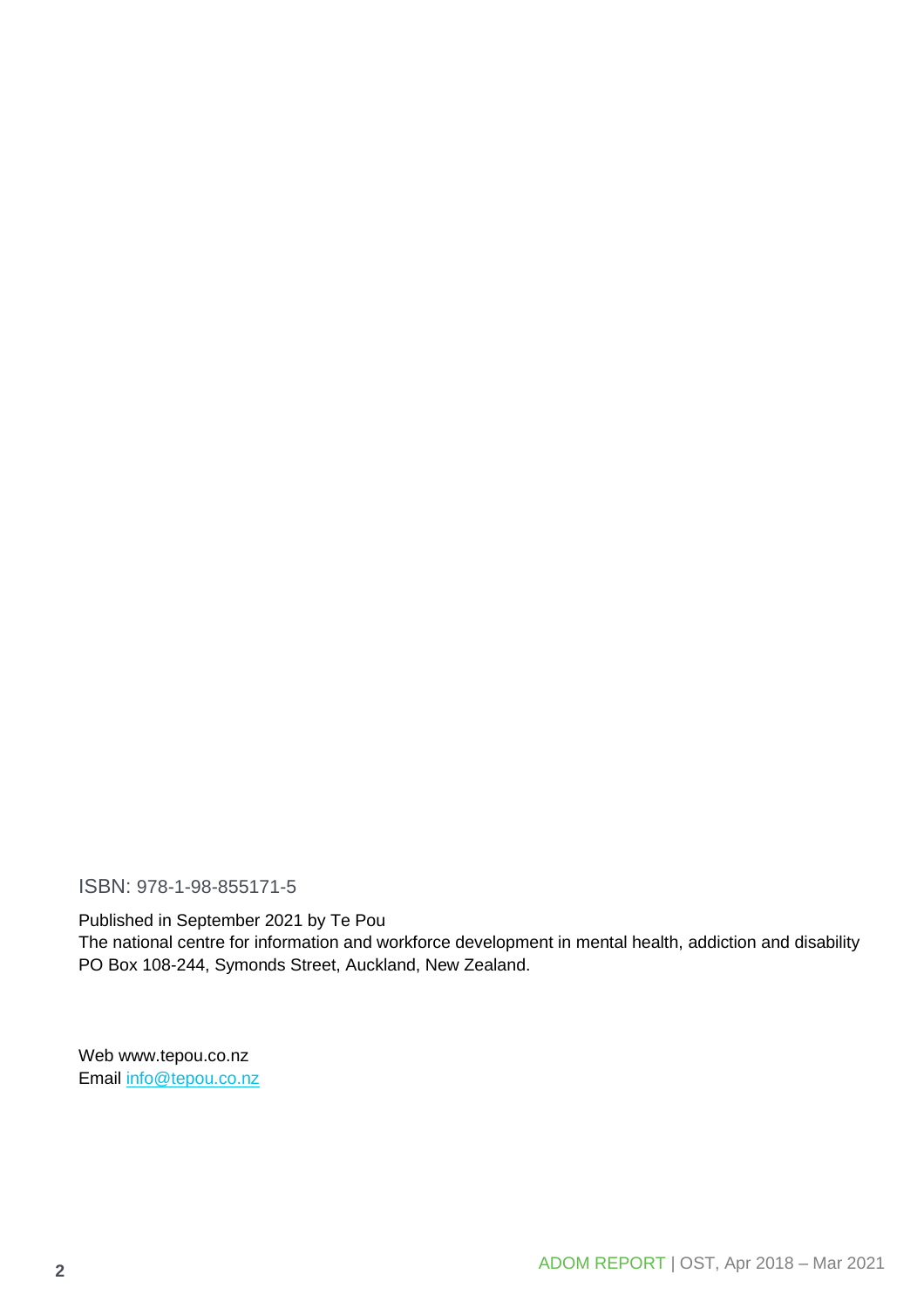ISBN: 978-1-98-855171-5

Published in September 2021 by Te Pou
The national centre for information and workforce development in mental health, addiction and disability
PO Box 108-244, Symonds Street, Auckland, New Zealand.

Web www.tepou.co.nz
Email info@tepou.co.nz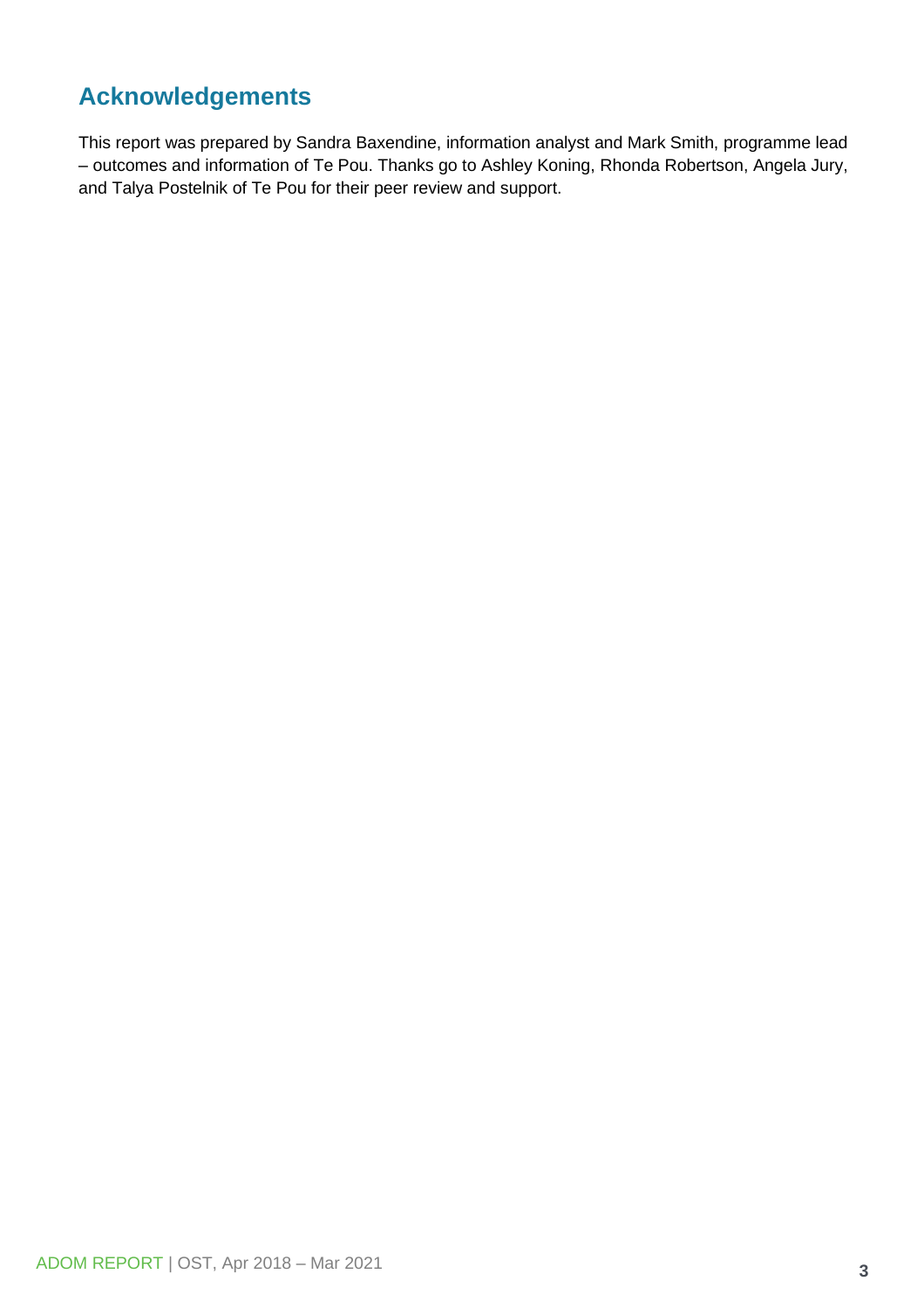## Acknowledgements

This report was prepared by Sandra Baxendine, information analyst and Mark Smith, programme lead – outcomes and information of Te Pou. Thanks go to Ashley Koning, Rhonda Robertson, Angela Jury, and Talya Postelnik of Te Pou for their peer review and support.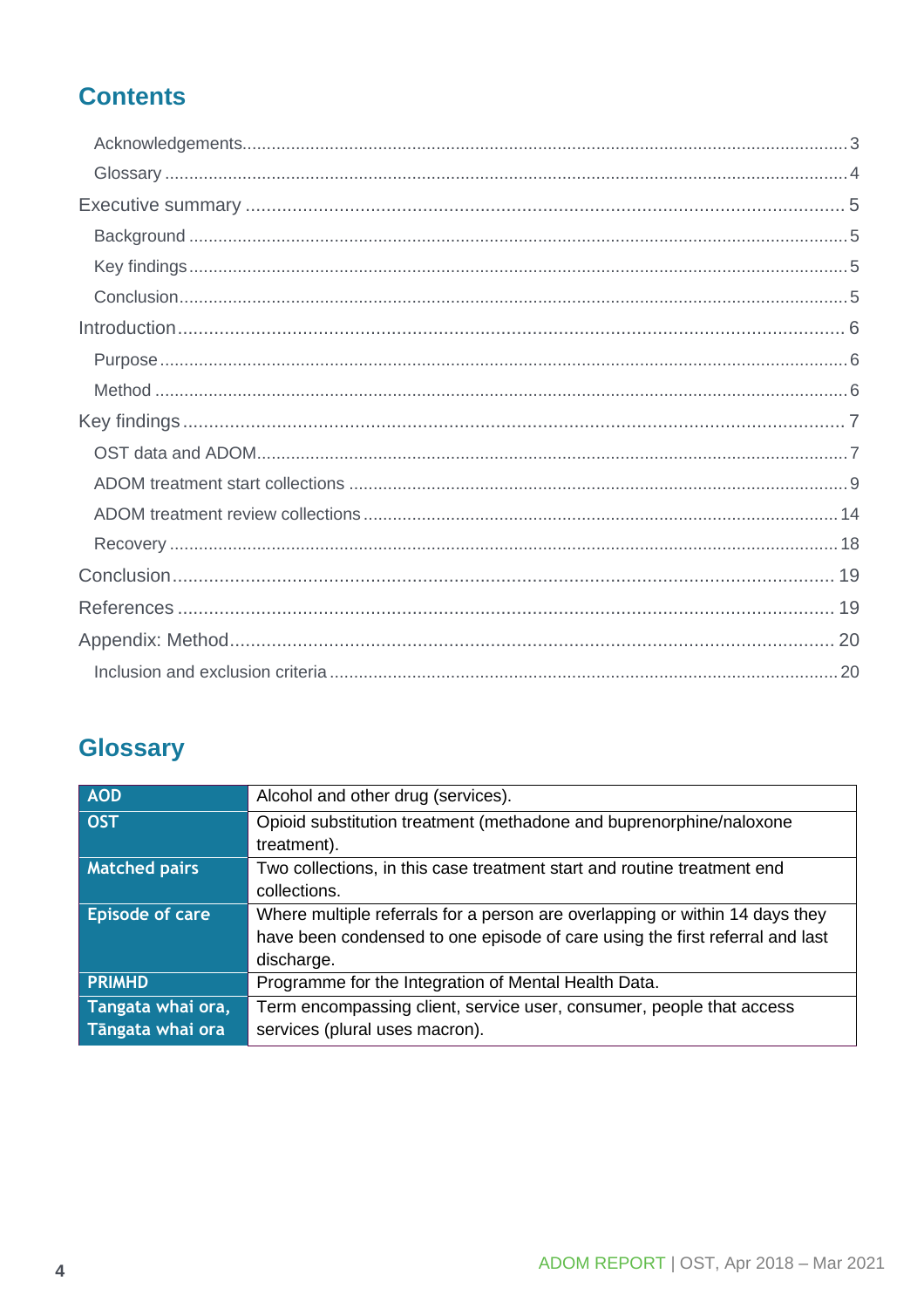## Contents

- Acknowledgements ... 3
- Glossary ... 4
- Executive summary ... 5
  - Background ... 5
  - Key findings ... 5
  - Conclusion ... 5
- Introduction ... 6
  - Purpose ... 6
  - Method ... 6
- Key findings ... 7
  - OST data and ADOM ... 7
  - ADOM treatment start collections ... 9
  - ADOM treatment review collections ... 14
  - Recovery ... 18
- Conclusion ... 19
- References ... 19
- Appendix: Method ... 20
  - Inclusion and exclusion criteria ... 20

## Glossary

| Term | Definition |
|---|---|
| AOD | Alcohol and other drug (services). |
| OST | Opioid substitution treatment (methadone and buprenorphine/naloxone treatment). |
| Matched pairs | Two collections, in this case treatment start and routine treatment end collections. |
| Episode of care | Where multiple referrals for a person are overlapping or within 14 days they have been condensed to one episode of care using the first referral and last discharge. |
| PRIMHD | Programme for the Integration of Mental Health Data. |
| Tangata whai ora, Tāngata whai ora | Term encompassing client, service user, consumer, people that access services (plural uses macron). |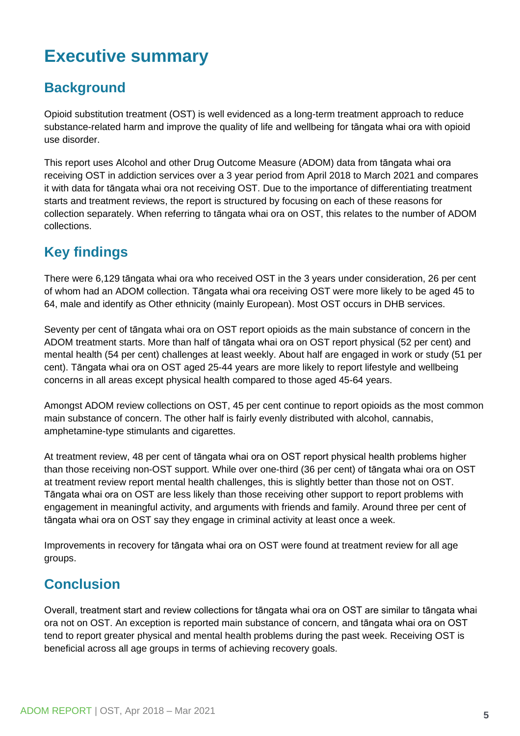# Executive summary

## Background

Opioid substitution treatment (OST) is well evidenced as a long-term treatment approach to reduce substance-related harm and improve the quality of life and wellbeing for tāngata whai ora with opioid use disorder.

This report uses Alcohol and other Drug Outcome Measure (ADOM) data from tāngata whai ora receiving OST in addiction services over a 3 year period from April 2018 to March 2021 and compares it with data for tāngata whai ora not receiving OST. Due to the importance of differentiating treatment starts and treatment reviews, the report is structured by focusing on each of these reasons for collection separately. When referring to tāngata whai ora on OST, this relates to the number of ADOM collections.

## Key findings

There were 6,129 tāngata whai ora who received OST in the 3 years under consideration, 26 per cent of whom had an ADOM collection. Tāngata whai ora receiving OST were more likely to be aged 45 to 64, male and identify as Other ethnicity (mainly European). Most OST occurs in DHB services.

Seventy per cent of tāngata whai ora on OST report opioids as the main substance of concern in the ADOM treatment starts. More than half of tāngata whai ora on OST report physical (52 per cent) and mental health (54 per cent) challenges at least weekly. About half are engaged in work or study (51 per cent). Tāngata whai ora on OST aged 25-44 years are more likely to report lifestyle and wellbeing concerns in all areas except physical health compared to those aged 45-64 years.

Amongst ADOM review collections on OST, 45 per cent continue to report opioids as the most common main substance of concern. The other half is fairly evenly distributed with alcohol, cannabis, amphetamine-type stimulants and cigarettes.

At treatment review, 48 per cent of tāngata whai ora on OST report physical health problems higher than those receiving non-OST support. While over one-third (36 per cent) of tāngata whai ora on OST at treatment review report mental health challenges, this is slightly better than those not on OST. Tāngata whai ora on OST are less likely than those receiving other support to report problems with engagement in meaningful activity, and arguments with friends and family. Around three per cent of tāngata whai ora on OST say they engage in criminal activity at least once a week.

Improvements in recovery for tāngata whai ora on OST were found at treatment review for all age groups.

## Conclusion

Overall, treatment start and review collections for tāngata whai ora on OST are similar to tāngata whai ora not on OST. An exception is reported main substance of concern, and tāngata whai ora on OST tend to report greater physical and mental health problems during the past week. Receiving OST is beneficial across all age groups in terms of achieving recovery goals.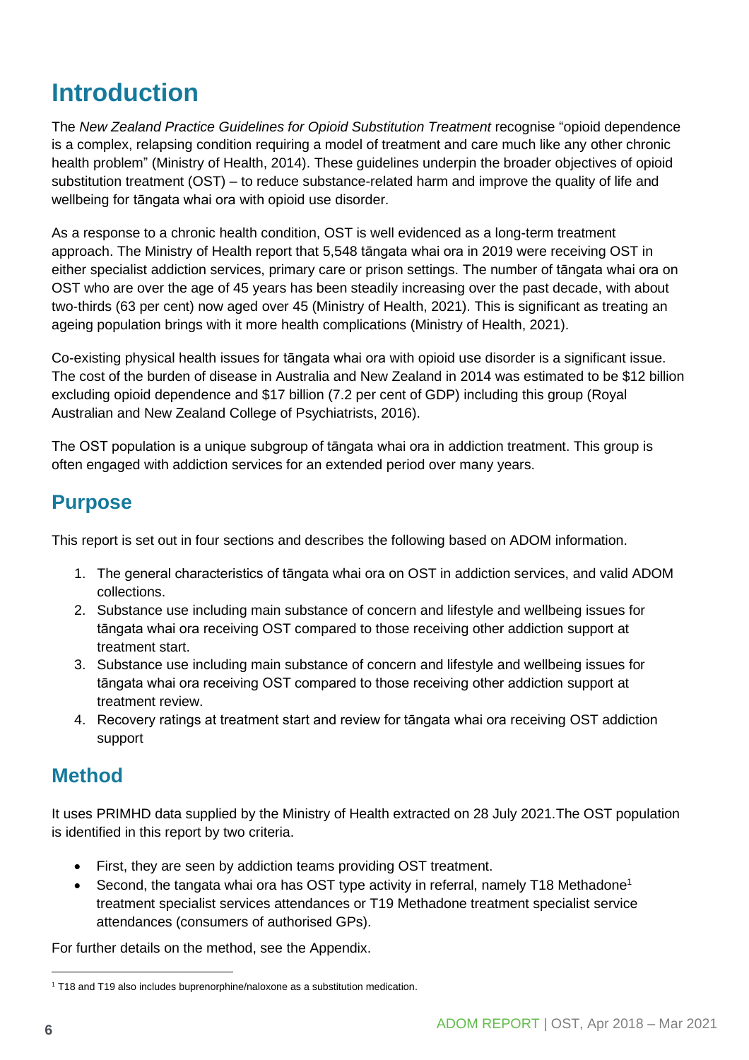# Introduction

The *New Zealand Practice Guidelines for Opioid Substitution Treatment* recognise "opioid dependence is a complex, relapsing condition requiring a model of treatment and care much like any other chronic health problem" (Ministry of Health, 2014). These guidelines underpin the broader objectives of opioid substitution treatment (OST) – to reduce substance-related harm and improve the quality of life and wellbeing for tāngata whai ora with opioid use disorder.

As a response to a chronic health condition, OST is well evidenced as a long-term treatment approach. The Ministry of Health report that 5,548 tāngata whai ora in 2019 were receiving OST in either specialist addiction services, primary care or prison settings. The number of tāngata whai ora on OST who are over the age of 45 years has been steadily increasing over the past decade, with about two-thirds (63 per cent) now aged over 45 (Ministry of Health, 2021). This is significant as treating an ageing population brings with it more health complications (Ministry of Health, 2021).

Co-existing physical health issues for tāngata whai ora with opioid use disorder is a significant issue. The cost of the burden of disease in Australia and New Zealand in 2014 was estimated to be $12 billion excluding opioid dependence and $17 billion (7.2 per cent of GDP) including this group (Royal Australian and New Zealand College of Psychiatrists, 2016).

The OST population is a unique subgroup of tāngata whai ora in addiction treatment. This group is often engaged with addiction services for an extended period over many years.

## Purpose

This report is set out in four sections and describes the following based on ADOM information.

1. The general characteristics of tāngata whai ora on OST in addiction services, and valid ADOM collections.
2. Substance use including main substance of concern and lifestyle and wellbeing issues for tāngata whai ora receiving OST compared to those receiving other addiction support at treatment start.
3. Substance use including main substance of concern and lifestyle and wellbeing issues for tāngata whai ora receiving OST compared to those receiving other addiction support at treatment review.
4. Recovery ratings at treatment start and review for tāngata whai ora receiving OST addiction support

## Method

It uses PRIMHD data supplied by the Ministry of Health extracted on 28 July 2021.The OST population is identified in this report by two criteria.

- First, they are seen by addiction teams providing OST treatment.
- Second, the tangata whai ora has OST type activity in referral, namely T18 Methadone[1] treatment specialist services attendances or T19 Methadone treatment specialist service attendances (consumers of authorised GPs).

For further details on the method, see the Appendix.

[1] T18 and T19 also includes buprenorphine/naloxone as a substitution medication.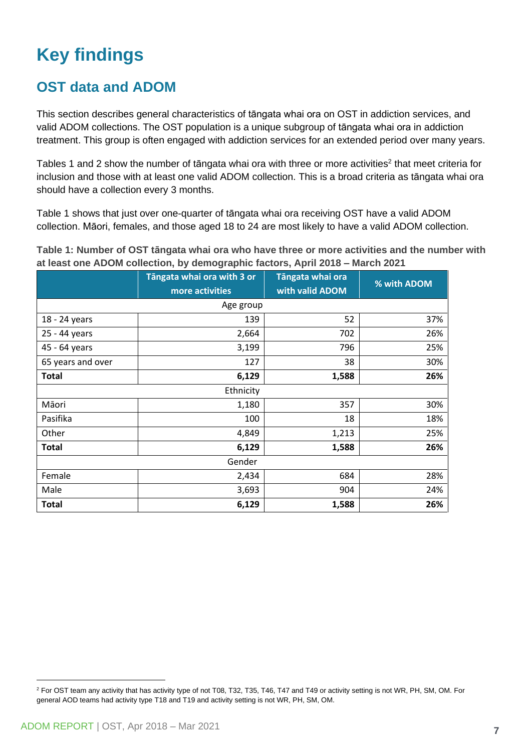# Key findings

## OST data and ADOM

This section describes general characteristics of tāngata whai ora on OST in addiction services, and valid ADOM collections. The OST population is a unique subgroup of tāngata whai ora in addiction treatment. This group is often engaged with addiction services for an extended period over many years.

Tables 1 and 2 show the number of tāngata whai ora with three or more activities[2] that meet criteria for inclusion and those with at least one valid ADOM collection. This is a broad criteria as tāngata whai ora should have a collection every 3 months.

Table 1 shows that just over one-quarter of tāngata whai ora receiving OST have a valid ADOM collection. Māori, females, and those aged 18 to 24 are most likely to have a valid ADOM collection.

**Table 1: Number of OST tāngata whai ora who have three or more activities and the number with at least one ADOM collection, by demographic factors, April 2018 – March 2021**

| | Tāngata whai ora with 3 or more activities | Tāngata whai ora with valid ADOM | % with ADOM |
|---|---|---|---|
| Age group | | | |
| 18 - 24 years | 139 | 52 | 37% |
| 25 - 44 years | 2,664 | 702 | 26% |
| 45 - 64 years | 3,199 | 796 | 25% |
| 65 years and over | 127 | 38 | 30% |
| **Total** | **6,129** | **1,588** | **26%** |
| Ethnicity | | | |
| Māori | 1,180 | 357 | 30% |
| Pasifika | 100 | 18 | 18% |
| Other | 4,849 | 1,213 | 25% |
| **Total** | **6,129** | **1,588** | **26%** |
| Gender | | | |
| Female | 2,434 | 684 | 28% |
| Male | 3,693 | 904 | 24% |
| **Total** | **6,129** | **1,588** | **26%** |

[2] For OST team any activity that has activity type of not T08, T32, T35, T46, T47 and T49 or activity setting is not WR, PH, SM, OM. For general AOD teams had activity type T18 and T19 and activity setting is not WR, PH, SM, OM.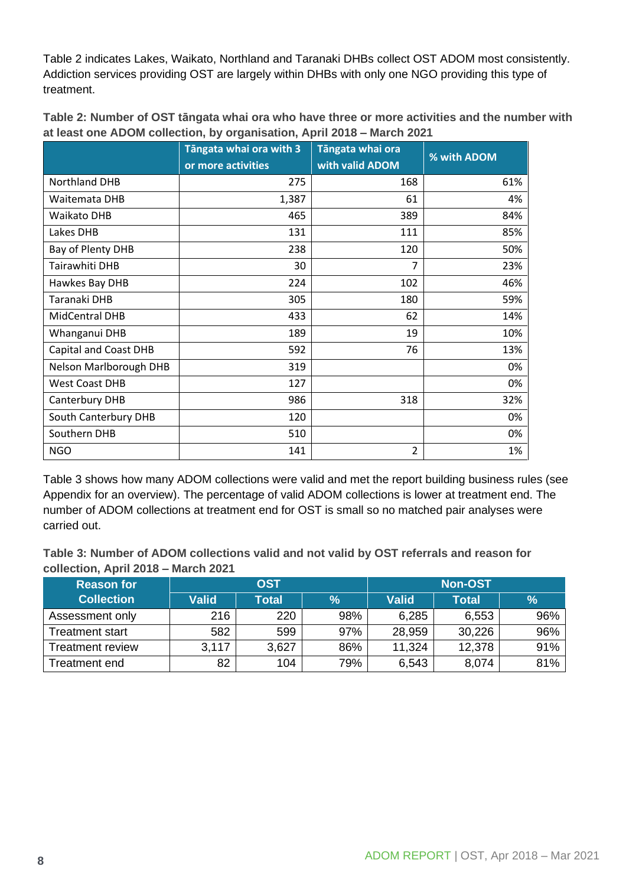Table 2 indicates Lakes, Waikato, Northland and Taranaki DHBs collect OST ADOM most consistently. Addiction services providing OST are largely within DHBs with only one NGO providing this type of treatment.

**Table 2: Number of OST tāngata whai ora who have three or more activities and the number with at least one ADOM collection, by organisation, April 2018 – March 2021**

| | Tāngata whai ora with 3 or more activities | Tāngata whai ora with valid ADOM | % with ADOM |
|---|---|---|---|
| Northland DHB | 275 | 168 | 61% |
| Waitemata DHB | 1,387 | 61 | 4% |
| Waikato DHB | 465 | 389 | 84% |
| Lakes DHB | 131 | 111 | 85% |
| Bay of Plenty DHB | 238 | 120 | 50% |
| Tairawhiti DHB | 30 | 7 | 23% |
| Hawkes Bay DHB | 224 | 102 | 46% |
| Taranaki DHB | 305 | 180 | 59% |
| MidCentral DHB | 433 | 62 | 14% |
| Whanganui DHB | 189 | 19 | 10% |
| Capital and Coast DHB | 592 | 76 | 13% |
| Nelson Marlborough DHB | 319 | | 0% |
| West Coast DHB | 127 | | 0% |
| Canterbury DHB | 986 | 318 | 32% |
| South Canterbury DHB | 120 | | 0% |
| Southern DHB | 510 | | 0% |
| NGO | 141 | 2 | 1% |

Table 3 shows how many ADOM collections were valid and met the report building business rules (see Appendix for an overview). The percentage of valid ADOM collections is lower at treatment end. The number of ADOM collections at treatment end for OST is small so no matched pair analyses were carried out.

**Table 3: Number of ADOM collections valid and not valid by OST referrals and reason for collection, April 2018 – March 2021**

| Reason for Collection | OST | | | Non-OST | | |
|---|---|---|---|---|---|---|
| | Valid | Total | % | Valid | Total | % |
| Assessment only | 216 | 220 | 98% | 6,285 | 6,553 | 96% |
| Treatment start | 582 | 599 | 97% | 28,959 | 30,226 | 96% |
| Treatment review | 3,117 | 3,627 | 86% | 11,324 | 12,378 | 91% |
| Treatment end | 82 | 104 | 79% | 6,543 | 8,074 | 81% |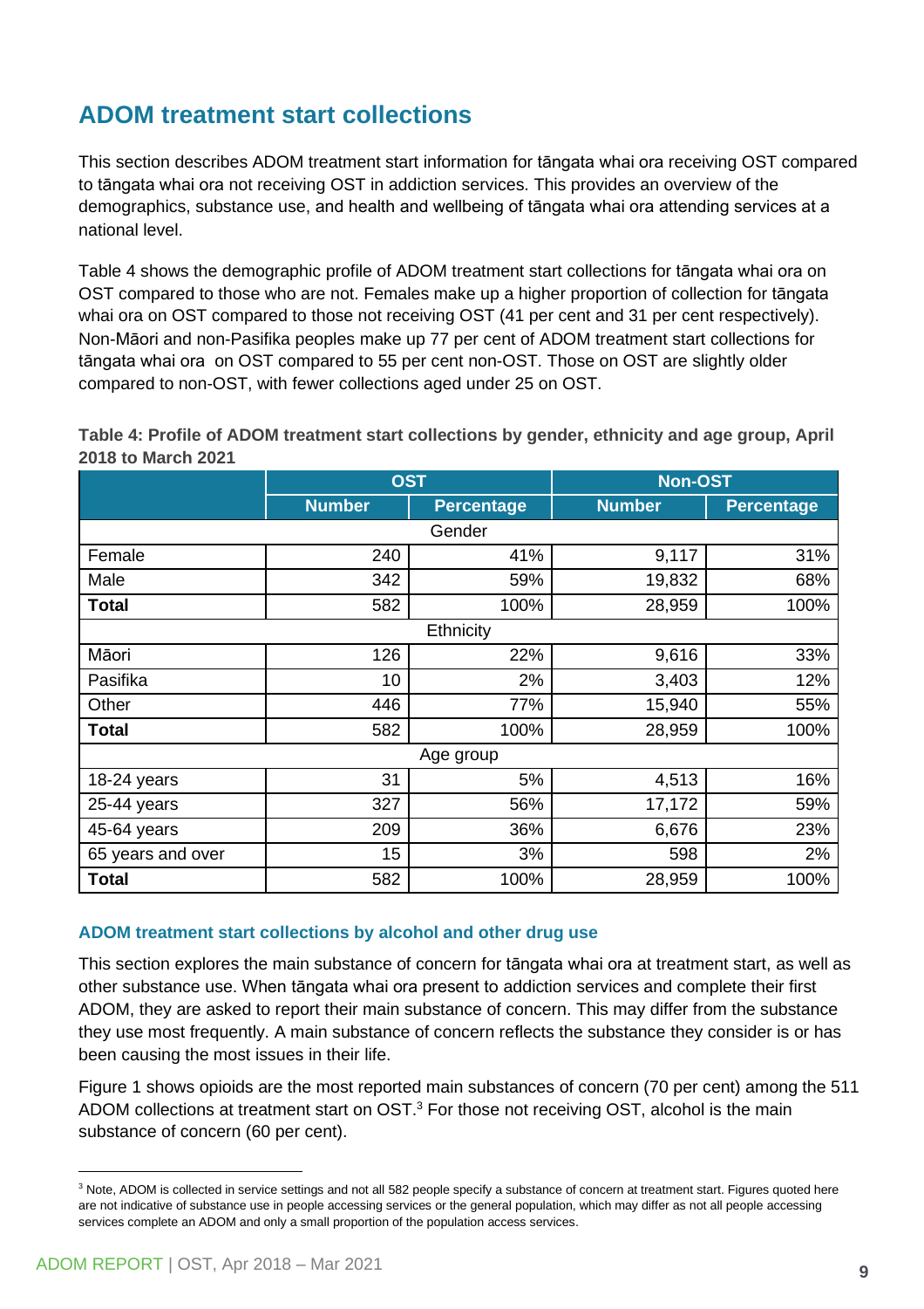## ADOM treatment start collections

This section describes ADOM treatment start information for tāngata whai ora receiving OST compared to tāngata whai ora not receiving OST in addiction services. This provides an overview of the demographics, substance use, and health and wellbeing of tāngata whai ora attending services at a national level.

Table 4 shows the demographic profile of ADOM treatment start collections for tāngata whai ora on OST compared to those who are not. Females make up a higher proportion of collection for tāngata whai ora on OST compared to those not receiving OST (41 per cent and 31 per cent respectively). Non-Māori and non-Pasifika peoples make up 77 per cent of ADOM treatment start collections for tāngata whai ora on OST compared to 55 per cent non-OST. Those on OST are slightly older compared to non-OST, with fewer collections aged under 25 on OST.

**Table 4: Profile of ADOM treatment start collections by gender, ethnicity and age group, April 2018 to March 2021**

| | OST | | Non-OST | |
|---|---|---|---|---|
| | Number | Percentage | Number | Percentage |
| Gender | | | | |
| Female | 240 | 41% | 9,117 | 31% |
| Male | 342 | 59% | 19,832 | 68% |
| **Total** | 582 | 100% | 28,959 | 100% |
| Ethnicity | | | | |
| Māori | 126 | 22% | 9,616 | 33% |
| Pasifika | 10 | 2% | 3,403 | 12% |
| Other | 446 | 77% | 15,940 | 55% |
| **Total** | 582 | 100% | 28,959 | 100% |
| Age group | | | | |
| 18-24 years | 31 | 5% | 4,513 | 16% |
| 25-44 years | 327 | 56% | 17,172 | 59% |
| 45-64 years | 209 | 36% | 6,676 | 23% |
| 65 years and over | 15 | 3% | 598 | 2% |
| **Total** | 582 | 100% | 28,959 | 100% |

### ADOM treatment start collections by alcohol and other drug use

This section explores the main substance of concern for tāngata whai ora at treatment start, as well as other substance use. When tāngata whai ora present to addiction services and complete their first ADOM, they are asked to report their main substance of concern. This may differ from the substance they use most frequently. A main substance of concern reflects the substance they consider is or has been causing the most issues in their life.

Figure 1 shows opioids are the most reported main substances of concern (70 per cent) among the 511 ADOM collections at treatment start on OST.[3] For those not receiving OST, alcohol is the main substance of concern (60 per cent).

[3] Note, ADOM is collected in service settings and not all 582 people specify a substance of concern at treatment start. Figures quoted here are not indicative of substance use in people accessing services or the general population, which may differ as not all people accessing services complete an ADOM and only a small proportion of the population access services.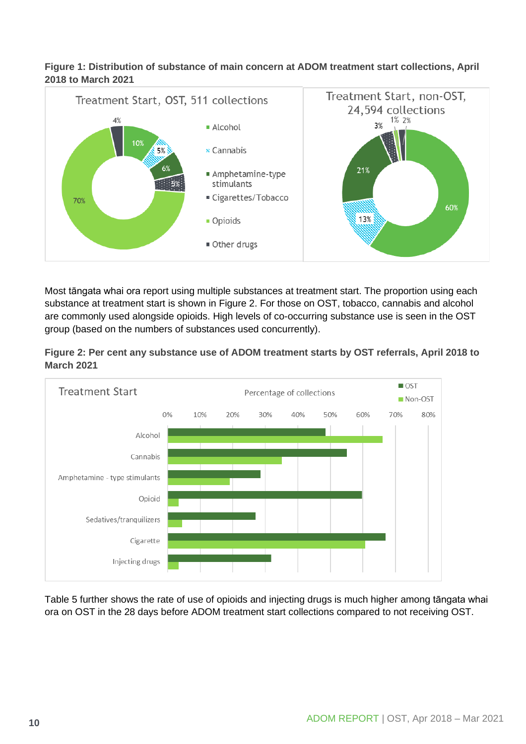**Figure 1: Distribution of substance of main concern at ADOM treatment start collections, April 2018 to March 2021**

Most tāngata whai ora report using multiple substances at treatment start. The proportion using each substance at treatment start is shown in Figure 2. For those on OST, tobacco, cannabis and alcohol are commonly used alongside opioids. High levels of co-occurring substance use is seen in the OST group (based on the numbers of substances used concurrently).

**Figure 2: Per cent any substance use of ADOM treatment starts by OST referrals, April 2018 to March 2021**

Table 5 further shows the rate of use of opioids and injecting drugs is much higher among tāngata whai ora on OST in the 28 days before ADOM treatment start collections compared to not receiving OST.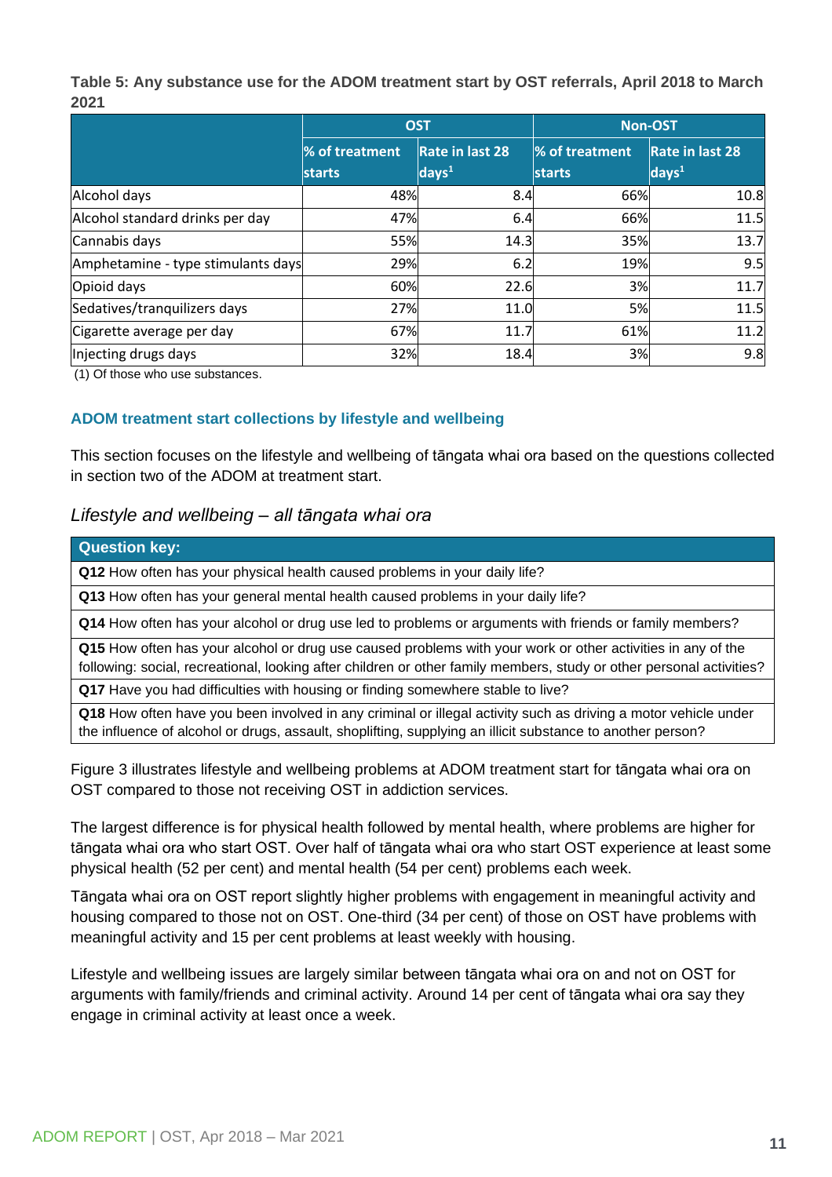**Table 5: Any substance use for the ADOM treatment start by OST referrals, April 2018 to March 2021**

| | OST | | Non-OST | |
|---|---|---|---|---|
| | % of treatment starts | Rate in last 28 days[1] | % of treatment starts | Rate in last 28 days[1] |
| Alcohol days | 48% | 8.4 | 66% | 10.8 |
| Alcohol standard drinks per day | 47% | 6.4 | 66% | 11.5 |
| Cannabis days | 55% | 14.3 | 35% | 13.7 |
| Amphetamine - type stimulants days | 29% | 6.2 | 19% | 9.5 |
| Opioid days | 60% | 22.6 | 3% | 11.7 |
| Sedatives/tranquilizers days | 27% | 11.0 | 5% | 11.5 |
| Cigarette average per day | 67% | 11.7 | 61% | 11.2 |
| Injecting drugs days | 32% | 18.4 | 3% | 9.8 |

(1) Of those who use substances.

### ADOM treatment start collections by lifestyle and wellbeing

This section focuses on the lifestyle and wellbeing of tāngata whai ora based on the questions collected in section two of the ADOM at treatment start.

#### *Lifestyle and wellbeing – all tāngata whai ora*

| Question key: |
|---|
| **Q12** How often has your physical health caused problems in your daily life? |
| **Q13** How often has your general mental health caused problems in your daily life? |
| **Q14** How often has your alcohol or drug use led to problems or arguments with friends or family members? |
| **Q15** How often has your alcohol or drug use caused problems with your work or other activities in any of the following: social, recreational, looking after children or other family members, study or other personal activities? |
| **Q17** Have you had difficulties with housing or finding somewhere stable to live? |
| **Q18** How often have you been involved in any criminal or illegal activity such as driving a motor vehicle under the influence of alcohol or drugs, assault, shoplifting, supplying an illicit substance to another person? |

Figure 3 illustrates lifestyle and wellbeing problems at ADOM treatment start for tāngata whai ora on OST compared to those not receiving OST in addiction services.

The largest difference is for physical health followed by mental health, where problems are higher for tāngata whai ora who start OST. Over half of tāngata whai ora who start OST experience at least some physical health (52 per cent) and mental health (54 per cent) problems each week.

Tāngata whai ora on OST report slightly higher problems with engagement in meaningful activity and housing compared to those not on OST. One-third (34 per cent) of those on OST have problems with meaningful activity and 15 per cent problems at least weekly with housing.

Lifestyle and wellbeing issues are largely similar between tāngata whai ora on and not on OST for arguments with family/friends and criminal activity. Around 14 per cent of tāngata whai ora say they engage in criminal activity at least once a week.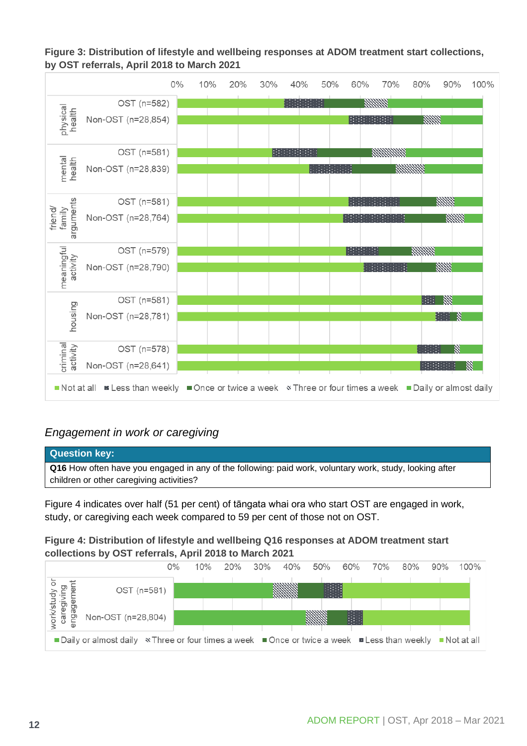**Figure 3: Distribution of lifestyle and wellbeing responses at ADOM treatment start collections, by OST referrals, April 2018 to March 2021**

| | | 
|---|---|
| physical health | OST (n=582) |
| | Non-OST (n=28,854) |
| mental health | OST (n=581) |
| | Non-OST (n=28,839) |
| friend/ family arguments | OST (n=581) |
| | Non-OST (n=28,764) |
| meaningful activity | OST (n=579) |
| | Non-OST (n=28,790) |
| housing | OST (n=581) |
| | Non-OST (n=28,781) |
| criminal activity | OST (n=578) |
| | Non-OST (n=28,641) |

Not at all · Less than weekly · Once or twice a week · Three or four times a week · Daily or almost daily

### *Engagement in work or caregiving*

| Question key: |
|---|
| **Q16** How often have you engaged in any of the following: paid work, voluntary work, study, looking after children or other caregiving activities? |

Figure 4 indicates over half (51 per cent) of tāngata whai ora who start OST are engaged in work, study, or caregiving each week compared to 59 per cent of those not on OST.

**Figure 4: Distribution of lifestyle and wellbeing Q16 responses at ADOM treatment start collections by OST referrals, April 2018 to March 2021**

| | |
|---|---|
| work/study or caregiving engagement | OST (n=581) |
| | Non-OST (n=28,804) |

Daily or almost daily · Three or four times a week · Once or twice a week · Less than weekly · Not at all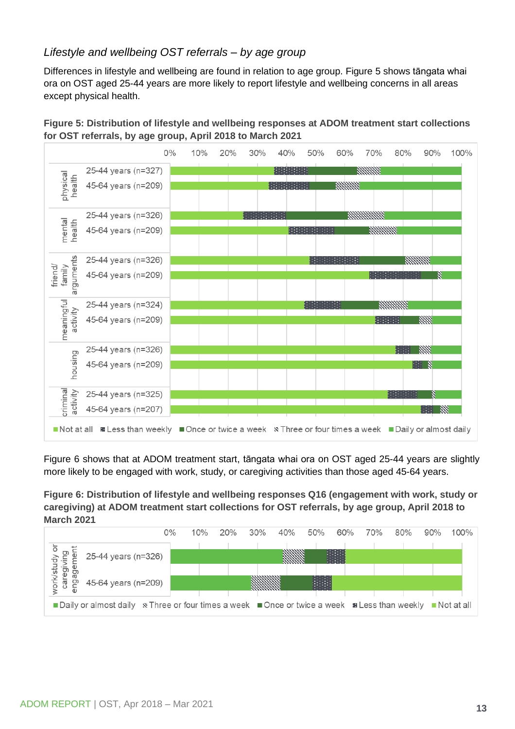### *Lifestyle and wellbeing OST referrals – by age group*

Differences in lifestyle and wellbeing are found in relation to age group. Figure 5 shows tāngata whai ora on OST aged 25-44 years are more likely to report lifestyle and wellbeing concerns in all areas except physical health.

**Figure 5: Distribution of lifestyle and wellbeing responses at ADOM treatment start collections for OST referrals, by age group, April 2018 to March 2021**

Figure 6 shows that at ADOM treatment start, tāngata whai ora on OST aged 25-44 years are slightly more likely to be engaged with work, study, or caregiving activities than those aged 45-64 years.

**Figure 6: Distribution of lifestyle and wellbeing responses Q16 (engagement with work, study or caregiving) at ADOM treatment start collections for OST referrals, by age group, April 2018 to March 2021**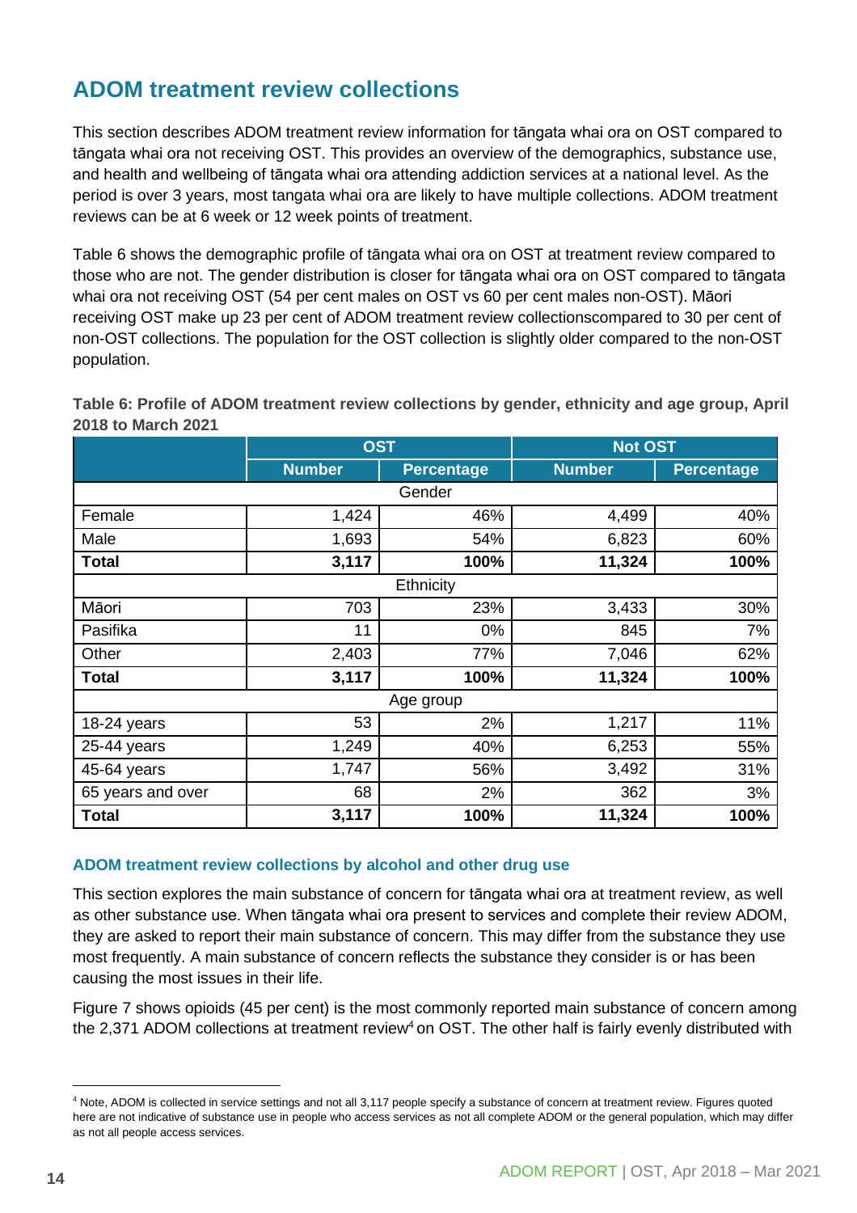## ADOM treatment review collections

This section describes ADOM treatment review information for tāngata whai ora on OST compared to tāngata whai ora not receiving OST. This provides an overview of the demographics, substance use, and health and wellbeing of tāngata whai ora attending addiction services at a national level. As the period is over 3 years, most tangata whai ora are likely to have multiple collections. ADOM treatment reviews can be at 6 week or 12 week points of treatment.

Table 6 shows the demographic profile of tāngata whai ora on OST at treatment review compared to those who are not. The gender distribution is closer for tāngata whai ora on OST compared to tāngata whai ora not receiving OST (54 per cent males on OST vs 60 per cent males non-OST). Māori receiving OST make up 23 per cent of ADOM treatment review collectionscompared to 30 per cent of non-OST collections. The population for the OST collection is slightly older compared to the non-OST population.

**Table 6: Profile of ADOM treatment review collections by gender, ethnicity and age group, April 2018 to March 2021**

| | OST | | Not OST | |
|---|---|---|---|---|
| | Number | Percentage | Number | Percentage |
| Gender | | | | |
| Female | 1,424 | 46% | 4,499 | 40% |
| Male | 1,693 | 54% | 6,823 | 60% |
| **Total** | **3,117** | **100%** | **11,324** | **100%** |
| Ethnicity | | | | |
| Māori | 703 | 23% | 3,433 | 30% |
| Pasifika | 11 | 0% | 845 | 7% |
| Other | 2,403 | 77% | 7,046 | 62% |
| **Total** | **3,117** | **100%** | **11,324** | **100%** |
| Age group | | | | |
| 18-24 years | 53 | 2% | 1,217 | 11% |
| 25-44 years | 1,249 | 40% | 6,253 | 55% |
| 45-64 years | 1,747 | 56% | 3,492 | 31% |
| 65 years and over | 68 | 2% | 362 | 3% |
| **Total** | **3,117** | **100%** | **11,324** | **100%** |

### ADOM treatment review collections by alcohol and other drug use

This section explores the main substance of concern for tāngata whai ora at treatment review, as well as other substance use. When tāngata whai ora present to services and complete their review ADOM, they are asked to report their main substance of concern. This may differ from the substance they use most frequently. A main substance of concern reflects the substance they consider is or has been causing the most issues in their life.

Figure 7 shows opioids (45 per cent) is the most commonly reported main substance of concern among the 2,371 ADOM collections at treatment review[4] on OST. The other half is fairly evenly distributed with

[4] Note, ADOM is collected in service settings and not all 3,117 people specify a substance of concern at treatment review. Figures quoted here are not indicative of substance use in people who access services as not all complete ADOM or the general population, which may differ as not all people access services.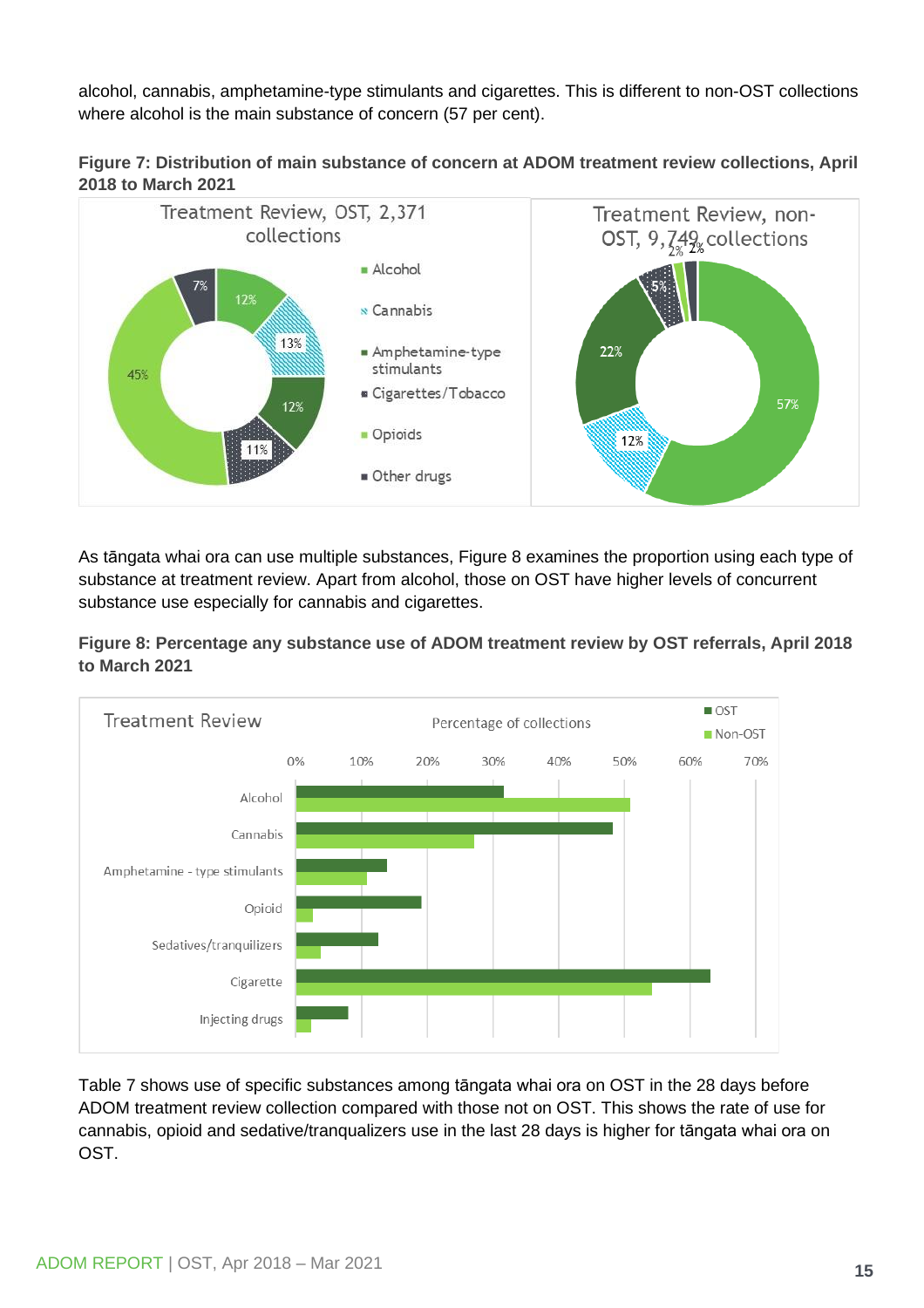alcohol, cannabis, amphetamine-type stimulants and cigarettes. This is different to non-OST collections where alcohol is the main substance of concern (57 per cent).

**Figure 7: Distribution of main substance of concern at ADOM treatment review collections, April 2018 to March 2021**

Treatment Review, OST, 2,371 collections

- Alcohol: 12%
- Cannabis: 13%
- Amphetamine-type stimulants: 12%
- Cigarettes/Tobacco: 11%
- Opioids: 45%
- Other drugs: 7%

Treatment Review, non-OST, 9,749 collections

- Alcohol: 57%
- Cannabis: 12%
- Amphetamine-type stimulants: 22%
- Cigarettes/Tobacco: 5%
- Opioids: 2%
- Other drugs: 2%

As tāngata whai ora can use multiple substances, Figure 8 examines the proportion using each type of substance at treatment review. Apart from alcohol, those on OST have higher levels of concurrent substance use especially for cannabis and cigarettes.

**Figure 8: Percentage any substance use of ADOM treatment review by OST referrals, April 2018 to March 2021**

Treatment Review — Percentage of collections (OST, Non-OST)

Categories: Alcohol, Cannabis, Amphetamine - type stimulants, Opioid, Sedatives/tranquilizers, Cigarette, Injecting drugs

Table 7 shows use of specific substances among tāngata whai ora on OST in the 28 days before ADOM treatment review collection compared with those not on OST. This shows the rate of use for cannabis, opioid and sedative/tranqualizers use in the last 28 days is higher for tāngata whai ora on OST.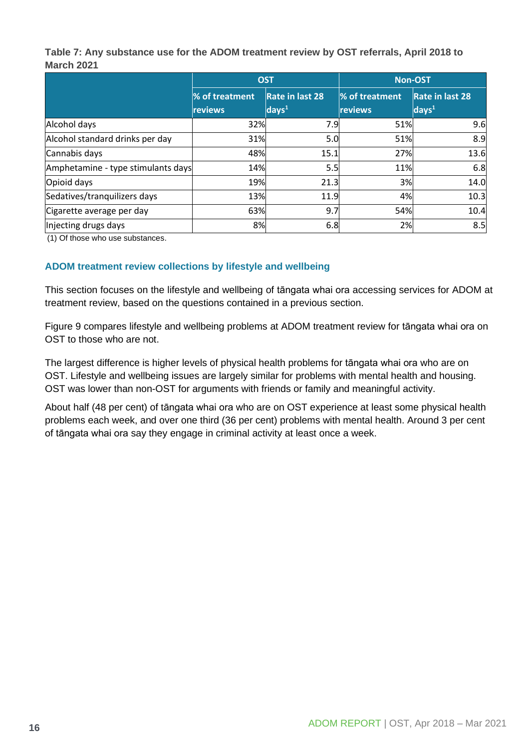**Table 7: Any substance use for the ADOM treatment review by OST referrals, April 2018 to March 2021**

| | OST | | Non-OST | |
|---|---|---|---|---|
| | % of treatment reviews | Rate in last 28 days[1] | % of treatment reviews | Rate in last 28 days[1] |
| Alcohol days | 32% | 7.9 | 51% | 9.6 |
| Alcohol standard drinks per day | 31% | 5.0 | 51% | 8.9 |
| Cannabis days | 48% | 15.1 | 27% | 13.6 |
| Amphetamine - type stimulants days | 14% | 5.5 | 11% | 6.8 |
| Opioid days | 19% | 21.3 | 3% | 14.0 |
| Sedatives/tranquilizers days | 13% | 11.9 | 4% | 10.3 |
| Cigarette average per day | 63% | 9.7 | 54% | 10.4 |
| Injecting drugs days | 8% | 6.8 | 2% | 8.5 |

(1) Of those who use substances.

### ADOM treatment review collections by lifestyle and wellbeing

This section focuses on the lifestyle and wellbeing of tāngata whai ora accessing services for ADOM at treatment review, based on the questions contained in a previous section.

Figure 9 compares lifestyle and wellbeing problems at ADOM treatment review for tāngata whai ora on OST to those who are not.

The largest difference is higher levels of physical health problems for tāngata whai ora who are on OST. Lifestyle and wellbeing issues are largely similar for problems with mental health and housing. OST was lower than non-OST for arguments with friends or family and meaningful activity.

About half (48 per cent) of tāngata whai ora who are on OST experience at least some physical health problems each week, and over one third (36 per cent) problems with mental health. Around 3 per cent of tāngata whai ora say they engage in criminal activity at least once a week.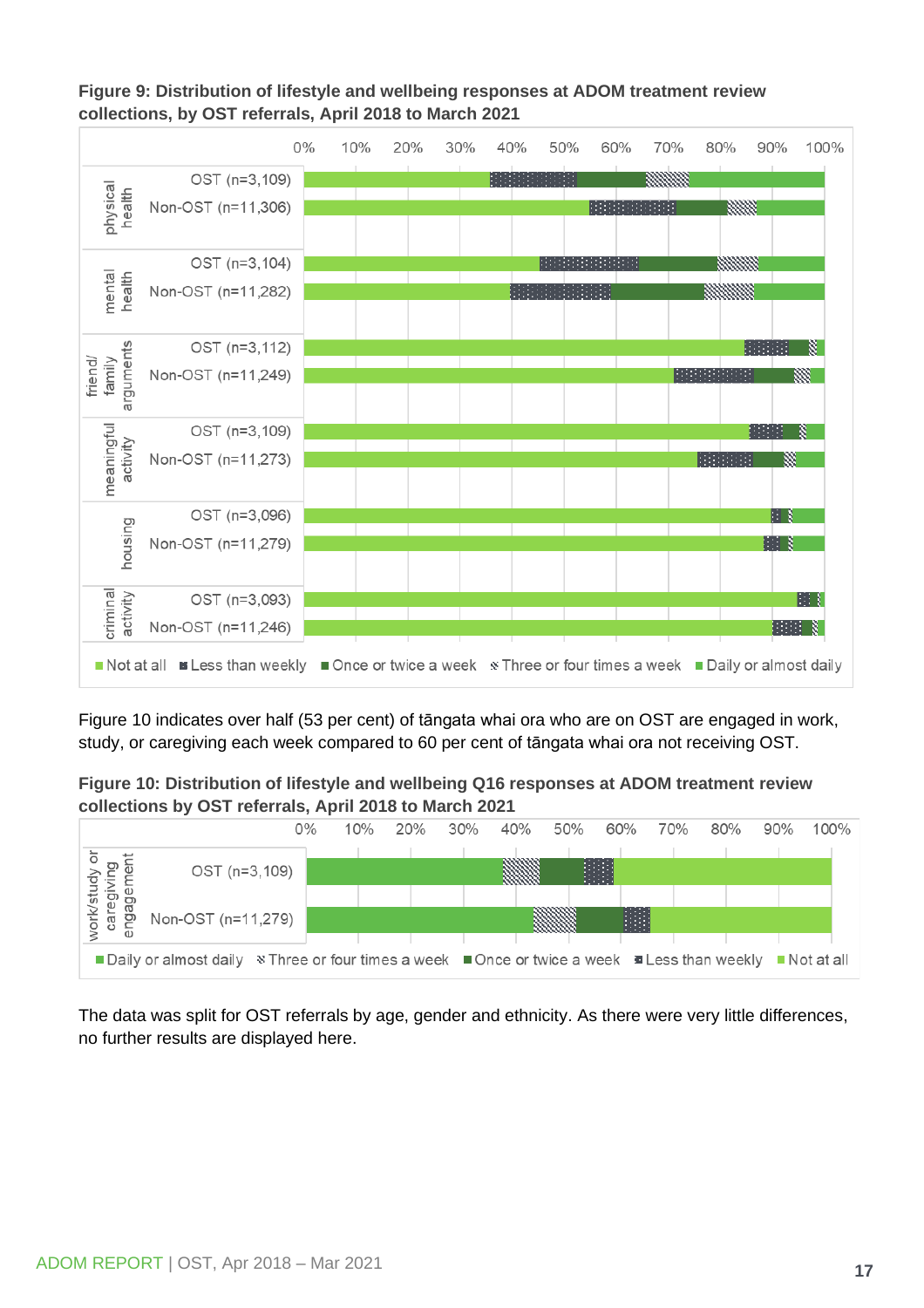**Figure 9: Distribution of lifestyle and wellbeing responses at ADOM treatment review collections, by OST referrals, April 2018 to March 2021**

Figure 10 indicates over half (53 per cent) of tāngata whai ora who are on OST are engaged in work, study, or caregiving each week compared to 60 per cent of tāngata whai ora not receiving OST.

**Figure 10: Distribution of lifestyle and wellbeing Q16 responses at ADOM treatment review collections by OST referrals, April 2018 to March 2021**

The data was split for OST referrals by age, gender and ethnicity. As there were very little differences, no further results are displayed here.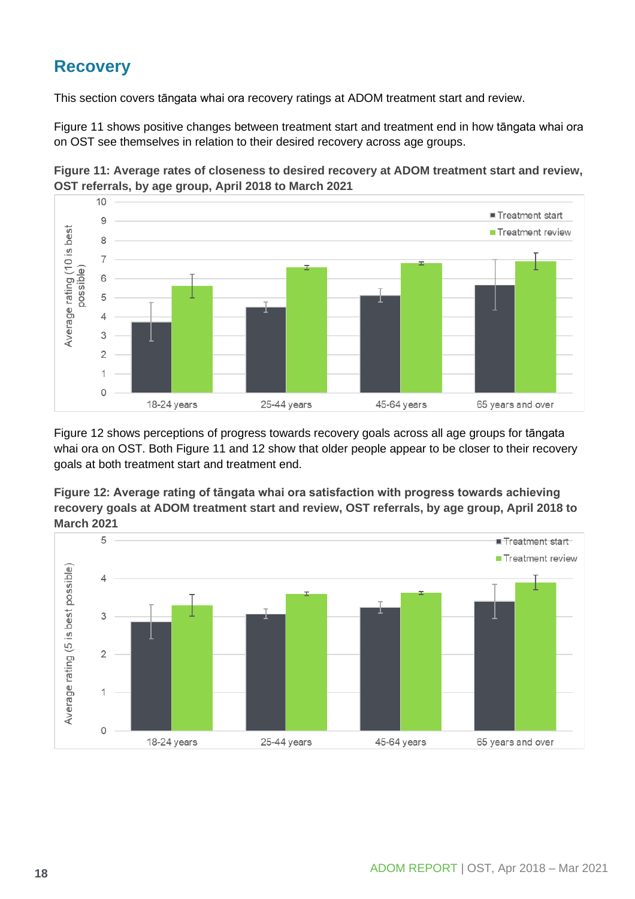## Recovery

This section covers tāngata whai ora recovery ratings at ADOM treatment start and review.

Figure 11 shows positive changes between treatment start and treatment end in how tāngata whai ora on OST see themselves in relation to their desired recovery across age groups.

**Figure 11: Average rates of closeness to desired recovery at ADOM treatment start and review, OST referrals, by age group, April 2018 to March 2021**

Figure 12 shows perceptions of progress towards recovery goals across all age groups for tāngata whai ora on OST. Both Figure 11 and 12 show that older people appear to be closer to their recovery goals at both treatment start and treatment end.

**Figure 12: Average rating of tāngata whai ora satisfaction with progress towards achieving recovery goals at ADOM treatment start and review, OST referrals, by age group, April 2018 to March 2021**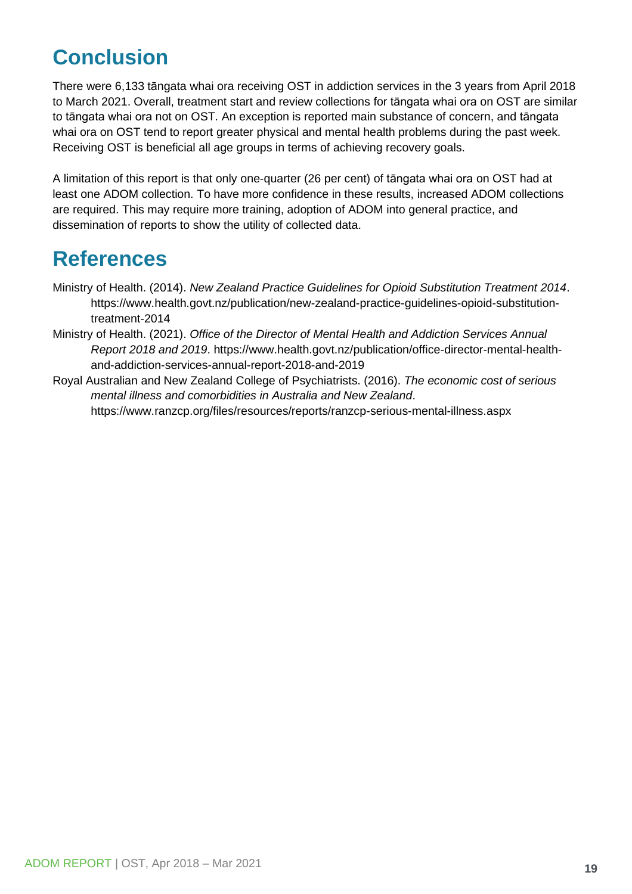# Conclusion

There were 6,133 tāngata whai ora receiving OST in addiction services in the 3 years from April 2018 to March 2021. Overall, treatment start and review collections for tāngata whai ora on OST are similar to tāngata whai ora not on OST. An exception is reported main substance of concern, and tāngata whai ora on OST tend to report greater physical and mental health problems during the past week. Receiving OST is beneficial all age groups in terms of achieving recovery goals.

A limitation of this report is that only one-quarter (26 per cent) of tāngata whai ora on OST had at least one ADOM collection. To have more confidence in these results, increased ADOM collections are required. This may require more training, adoption of ADOM into general practice, and dissemination of reports to show the utility of collected data.

# References

Ministry of Health. (2014). *New Zealand Practice Guidelines for Opioid Substitution Treatment 2014*. https://www.health.govt.nz/publication/new-zealand-practice-guidelines-opioid-substitution-treatment-2014

Ministry of Health. (2021). *Office of the Director of Mental Health and Addiction Services Annual Report 2018 and 2019*. https://www.health.govt.nz/publication/office-director-mental-health-and-addiction-services-annual-report-2018-and-2019

Royal Australian and New Zealand College of Psychiatrists. (2016). *The economic cost of serious mental illness and comorbidities in Australia and New Zealand*. https://www.ranzcp.org/files/resources/reports/ranzcp-serious-mental-illness.aspx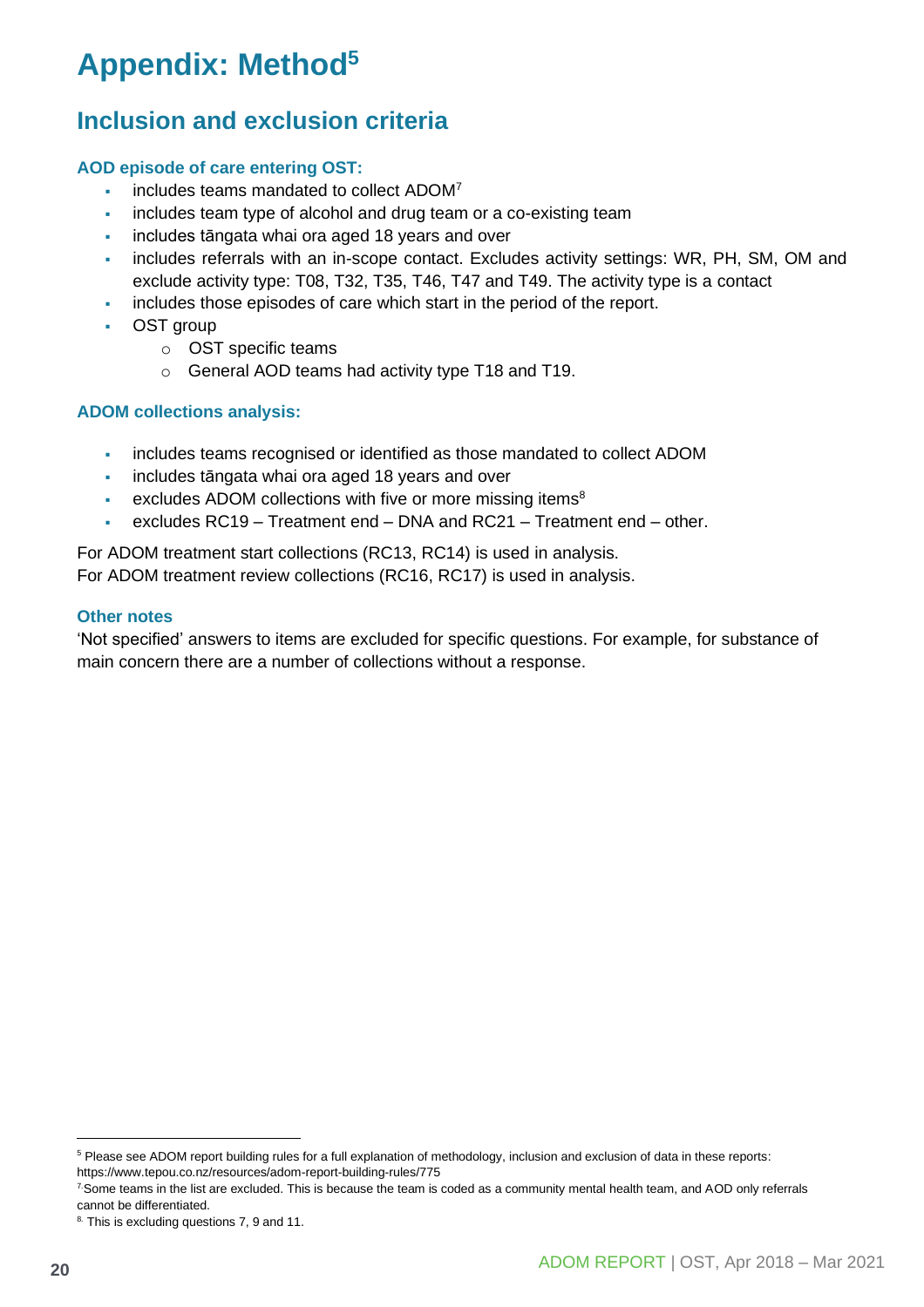# Appendix: Method[5]

## Inclusion and exclusion criteria

### AOD episode of care entering OST:

- includes teams mandated to collect ADOM[7]
- includes team type of alcohol and drug team or a co-existing team
- includes tāngata whai ora aged 18 years and over
- includes referrals with an in-scope contact. Excludes activity settings: WR, PH, SM, OM and exclude activity type: T08, T32, T35, T46, T47 and T49. The activity type is a contact
- includes those episodes of care which start in the period of the report.
- OST group
  - OST specific teams
  - General AOD teams had activity type T18 and T19.

### ADOM collections analysis:

- includes teams recognised or identified as those mandated to collect ADOM
- includes tāngata whai ora aged 18 years and over
- excludes ADOM collections with five or more missing items[8]
- excludes RC19 – Treatment end – DNA and RC21 – Treatment end – other.

For ADOM treatment start collections (RC13, RC14) is used in analysis.
For ADOM treatment review collections (RC16, RC17) is used in analysis.

### Other notes

'Not specified' answers to items are excluded for specific questions. For example, for substance of main concern there are a number of collections without a response.

---

[5] Please see ADOM report building rules for a full explanation of methodology, inclusion and exclusion of data in these reports: https://www.tepou.co.nz/resources/adom-report-building-rules/775

[7] Some teams in the list are excluded. This is because the team is coded as a community mental health team, and AOD only referrals cannot be differentiated.

[8] This is excluding questions 7, 9 and 11.